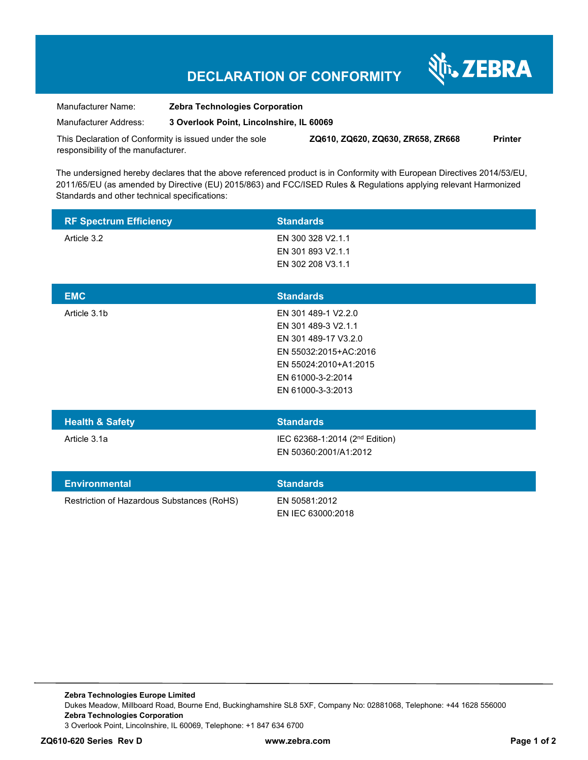# DECLARATION OF CONFORMITY

ZEBRA

| | |
|---|---|
| Manufacturer Name: | **Zebra Technologies Corporation** |
| Manufacturer Address: | **3 Overlook Point, Lincolnshire, IL 60069** |

This Declaration of Conformity is issued under the sole responsibility of the manufacturer. **ZQ610, ZQ620, ZQ630, ZR658, ZR668** **Printer**

The undersigned hereby declares that the above referenced product is in Conformity with European Directives 2014/53/EU, 2011/65/EU (as amended by Directive (EU) 2015/863) and FCC/ISED Rules & Regulations applying relevant Harmonized Standards and other technical specifications:

| RF Spectrum Efficiency | Standards |
|---|---|
| Article 3.2 | EN 300 328 V2.1.1<br>EN 301 893 V2.1.1<br>EN 302 208 V3.1.1 |

| EMC | Standards |
|---|---|
| Article 3.1b | EN 301 489-1 V2.2.0<br>EN 301 489-3 V2.1.1<br>EN 301 489-17 V3.2.0<br>EN 55032:2015+AC:2016<br>EN 55024:2010+A1:2015<br>EN 61000-3-2:2014<br>EN 61000-3-3:2013 |

| Health & Safety | Standards |
|---|---|
| Article 3.1a | IEC 62368-1:2014 (2nd Edition)<br>EN 50360:2001/A1:2012 |

| Environmental | Standards |
|---|---|
| Restriction of Hazardous Substances (RoHS) | EN 50581:2012<br>EN IEC 63000:2018 |

**Zebra Technologies Europe Limited**
Dukes Meadow, Millboard Road, Bourne End, Buckinghamshire SL8 5XF, Company No: 02881068, Telephone: +44 1628 556000
**Zebra Technologies Corporation**
3 Overlook Point, Lincolnshire, IL 60069, Telephone: +1 847 634 6700

**ZQ610-620 Series Rev D** **www.zebra.com**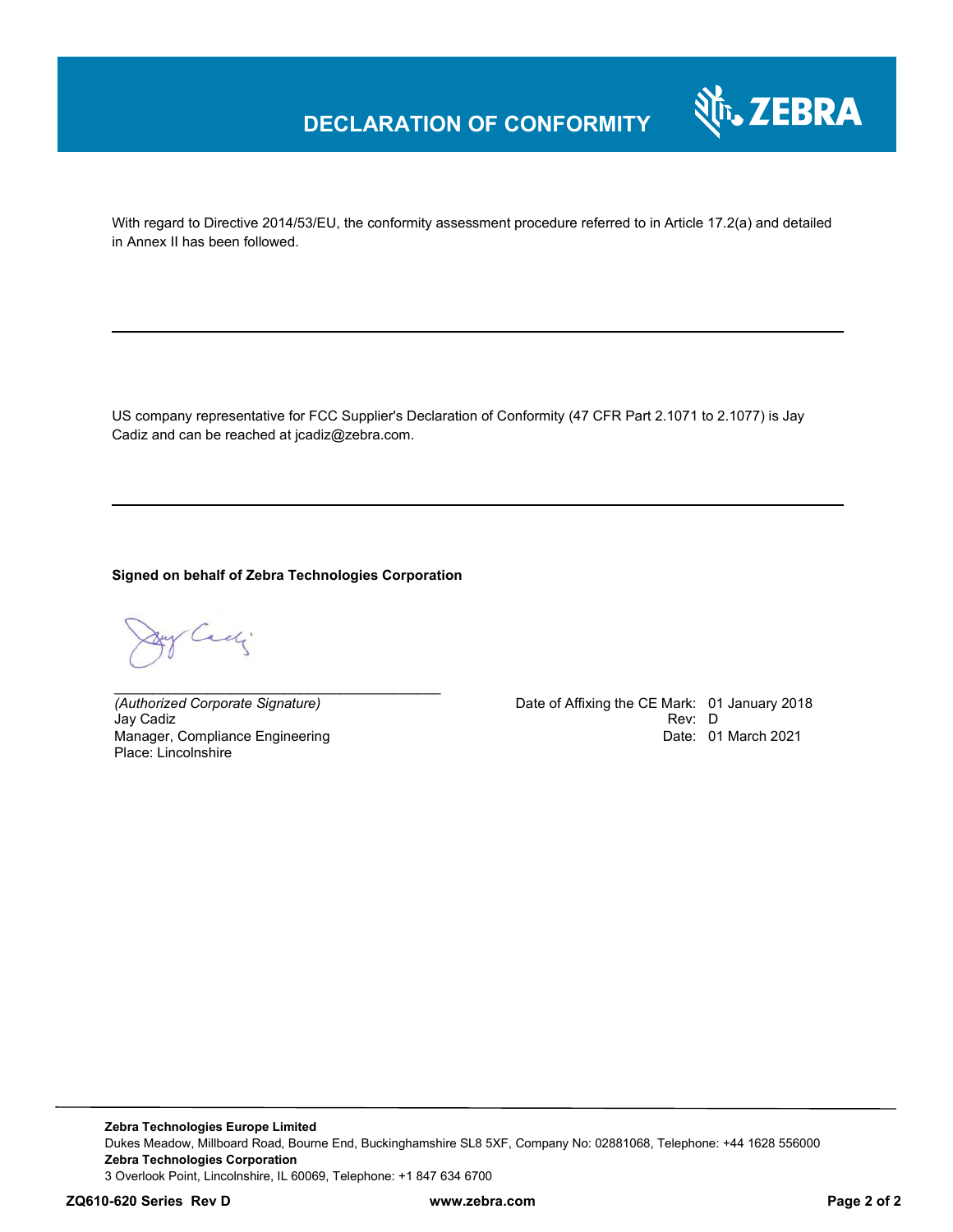# DECLARATION OF CONFORMITY

With regard to Directive 2014/53/EU, the conformity assessment procedure referred to in Article 17.2(a) and detailed in Annex II has been followed.

---

US company representative for FCC Supplier's Declaration of Conformity (47 CFR Part 2.1071 to 2.1077) is Jay Cadiz and can be reached at jcadiz@zebra.com.

---

**Signed on behalf of Zebra Technologies Corporation**

\_\_\_\_\_\_\_\_\_\_\_\_\_\_\_\_\_\_\_\_\_\_\_\_\_\_\_\_\_\_\_\_\_\_\_\_\_\_\_\_

*(Authorized Corporate Signature)*
Jay Cadiz
Manager, Compliance Engineering
Place: Lincolnshire

Date of Affixing the CE Mark: 01 January 2018
Rev: D
Date: 01 March 2021

---

**Zebra Technologies Europe Limited**
Dukes Meadow, Millboard Road, Bourne End, Buckinghamshire SL8 5XF, Company No: 02881068, Telephone: +44 1628 556000
**Zebra Technologies Corporation**
3 Overlook Point, Lincolnshire, IL 60069, Telephone: +1 847 634 6700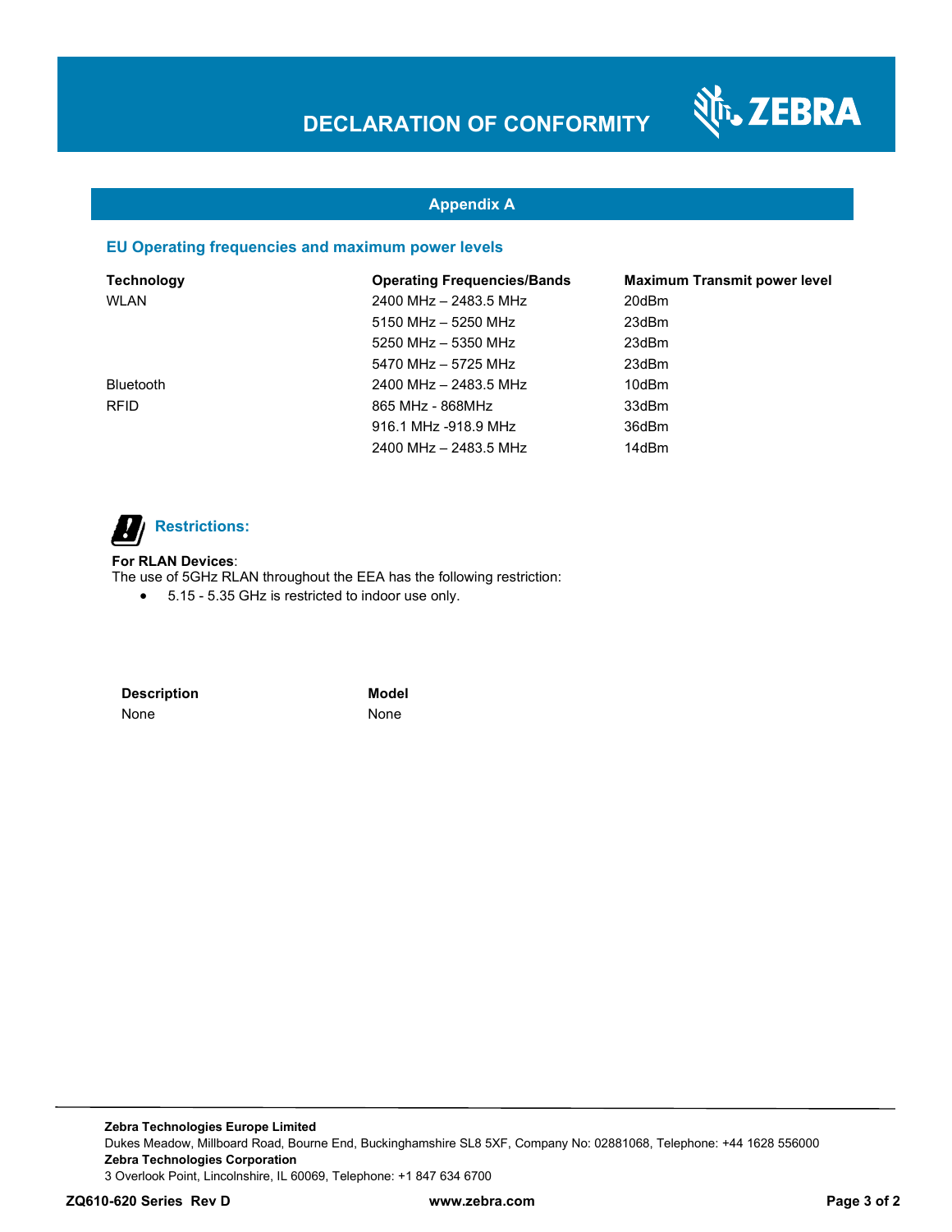# DECLARATION OF CONFORMITY

## Appendix A

### EU Operating frequencies and maximum power levels

| Technology | Operating Frequencies/Bands | Maximum Transmit power level |
| --- | --- | --- |
| WLAN | 2400 MHz – 2483.5 MHz | 20dBm |
| | 5150 MHz – 5250 MHz | 23dBm |
| | 5250 MHz – 5350 MHz | 23dBm |
| | 5470 MHz – 5725 MHz | 23dBm |
| Bluetooth | 2400 MHz – 2483.5 MHz | 10dBm |
| RFID | 865 MHz - 868MHz | 33dBm |
| | 916.1 MHz -918.9 MHz | 36dBm |
| | 2400 MHz – 2483.5 MHz | 14dBm |

### Restrictions:

**For RLAN Devices**:
The use of 5GHz RLAN throughout the EEA has the following restriction:

- 5.15 - 5.35 GHz is restricted to indoor use only.

| Description | Model |
| --- | --- |
| None | None |

**Zebra Technologies Europe Limited**
Dukes Meadow, Millboard Road, Bourne End, Buckinghamshire SL8 5XF, Company No: 02881068, Telephone: +44 1628 556000
**Zebra Technologies Corporation**
3 Overlook Point, Lincolnshire, IL 60069, Telephone: +1 847 634 6700

**ZQ610-620 Series Rev D** **www.zebra.com**